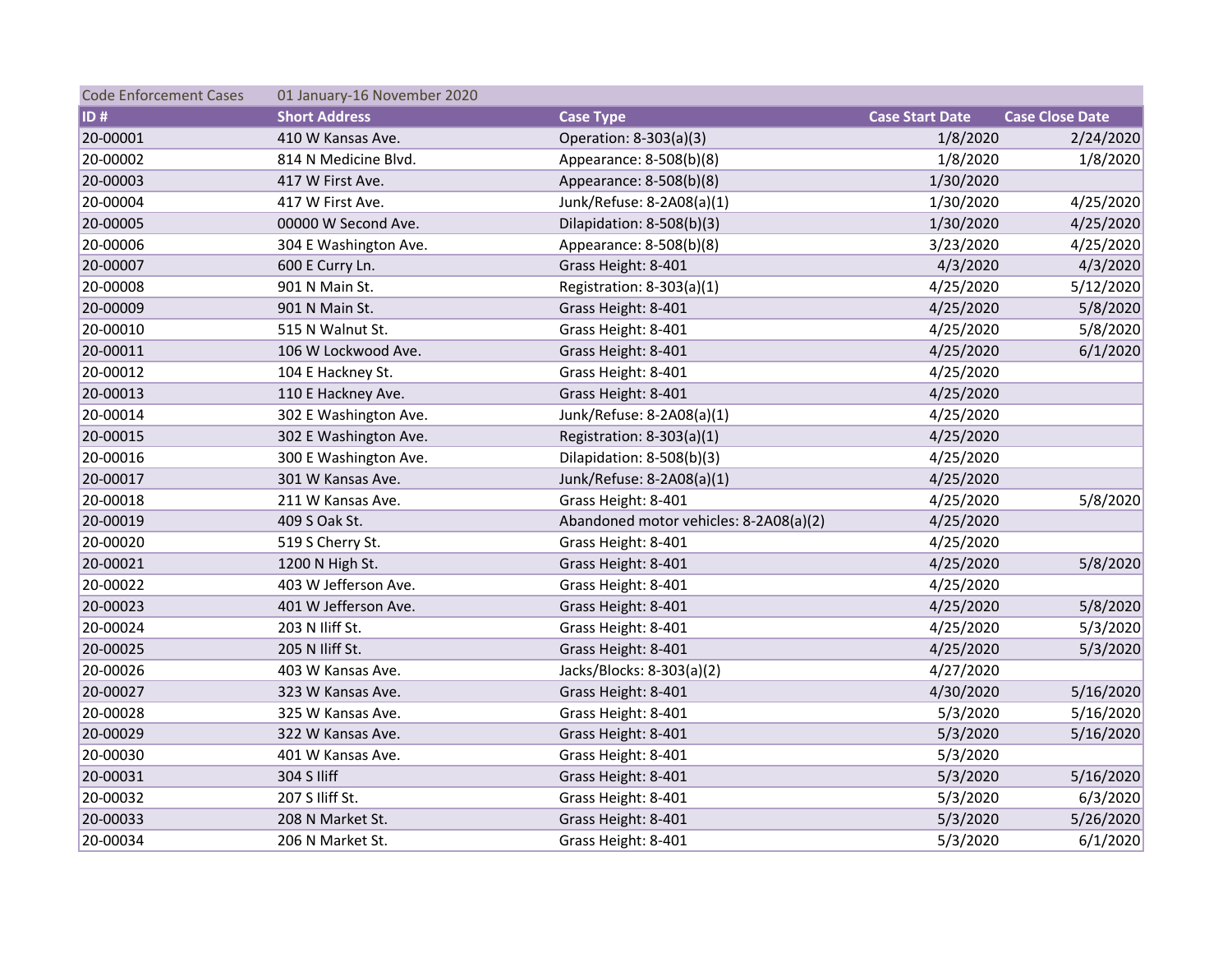| Code Enforcement Cases | 01 January-16 November 2020 | | | |
|---|---|---|---|---|
| **ID #** | **Short Address** | **Case Type** | **Case Start Date** | **Case Close Date** |
| 20-00001 | 410 W Kansas Ave. | Operation: 8-303(a)(3) | 1/8/2020 | 2/24/2020 |
| 20-00002 | 814 N Medicine Blvd. | Appearance: 8-508(b)(8) | 1/8/2020 | 1/8/2020 |
| 20-00003 | 417 W First Ave. | Appearance: 8-508(b)(8) | 1/30/2020 | |
| 20-00004 | 417 W First Ave. | Junk/Refuse: 8-2A08(a)(1) | 1/30/2020 | 4/25/2020 |
| 20-00005 | 00000 W Second Ave. | Dilapidation: 8-508(b)(3) | 1/30/2020 | 4/25/2020 |
| 20-00006 | 304 E Washington Ave. | Appearance: 8-508(b)(8) | 3/23/2020 | 4/25/2020 |
| 20-00007 | 600 E Curry Ln. | Grass Height: 8-401 | 4/3/2020 | 4/3/2020 |
| 20-00008 | 901 N Main St. | Registration: 8-303(a)(1) | 4/25/2020 | 5/12/2020 |
| 20-00009 | 901 N Main St. | Grass Height: 8-401 | 4/25/2020 | 5/8/2020 |
| 20-00010 | 515 N Walnut St. | Grass Height: 8-401 | 4/25/2020 | 5/8/2020 |
| 20-00011 | 106 W Lockwood Ave. | Grass Height: 8-401 | 4/25/2020 | 6/1/2020 |
| 20-00012 | 104 E Hackney St. | Grass Height: 8-401 | 4/25/2020 | |
| 20-00013 | 110 E Hackney Ave. | Grass Height: 8-401 | 4/25/2020 | |
| 20-00014 | 302 E Washington Ave. | Junk/Refuse: 8-2A08(a)(1) | 4/25/2020 | |
| 20-00015 | 302 E Washington Ave. | Registration: 8-303(a)(1) | 4/25/2020 | |
| 20-00016 | 300 E Washington Ave. | Dilapidation: 8-508(b)(3) | 4/25/2020 | |
| 20-00017 | 301 W Kansas Ave. | Junk/Refuse: 8-2A08(a)(1) | 4/25/2020 | |
| 20-00018 | 211 W Kansas Ave. | Grass Height: 8-401 | 4/25/2020 | 5/8/2020 |
| 20-00019 | 409 S Oak St. | Abandoned motor vehicles: 8-2A08(a)(2) | 4/25/2020 | |
| 20-00020 | 519 S Cherry St. | Grass Height: 8-401 | 4/25/2020 | |
| 20-00021 | 1200 N High St. | Grass Height: 8-401 | 4/25/2020 | 5/8/2020 |
| 20-00022 | 403 W Jefferson Ave. | Grass Height: 8-401 | 4/25/2020 | |
| 20-00023 | 401 W Jefferson Ave. | Grass Height: 8-401 | 4/25/2020 | 5/8/2020 |
| 20-00024 | 203 N Iliff St. | Grass Height: 8-401 | 4/25/2020 | 5/3/2020 |
| 20-00025 | 205 N Iliff St. | Grass Height: 8-401 | 4/25/2020 | 5/3/2020 |
| 20-00026 | 403 W Kansas Ave. | Jacks/Blocks: 8-303(a)(2) | 4/27/2020 | |
| 20-00027 | 323 W Kansas Ave. | Grass Height: 8-401 | 4/30/2020 | 5/16/2020 |
| 20-00028 | 325 W Kansas Ave. | Grass Height: 8-401 | 5/3/2020 | 5/16/2020 |
| 20-00029 | 322 W Kansas Ave. | Grass Height: 8-401 | 5/3/2020 | 5/16/2020 |
| 20-00030 | 401 W Kansas Ave. | Grass Height: 8-401 | 5/3/2020 | |
| 20-00031 | 304 S Iliff | Grass Height: 8-401 | 5/3/2020 | 5/16/2020 |
| 20-00032 | 207 S Iliff St. | Grass Height: 8-401 | 5/3/2020 | 6/3/2020 |
| 20-00033 | 208 N Market St. | Grass Height: 8-401 | 5/3/2020 | 5/26/2020 |
| 20-00034 | 206 N Market St. | Grass Height: 8-401 | 5/3/2020 | 6/1/2020 |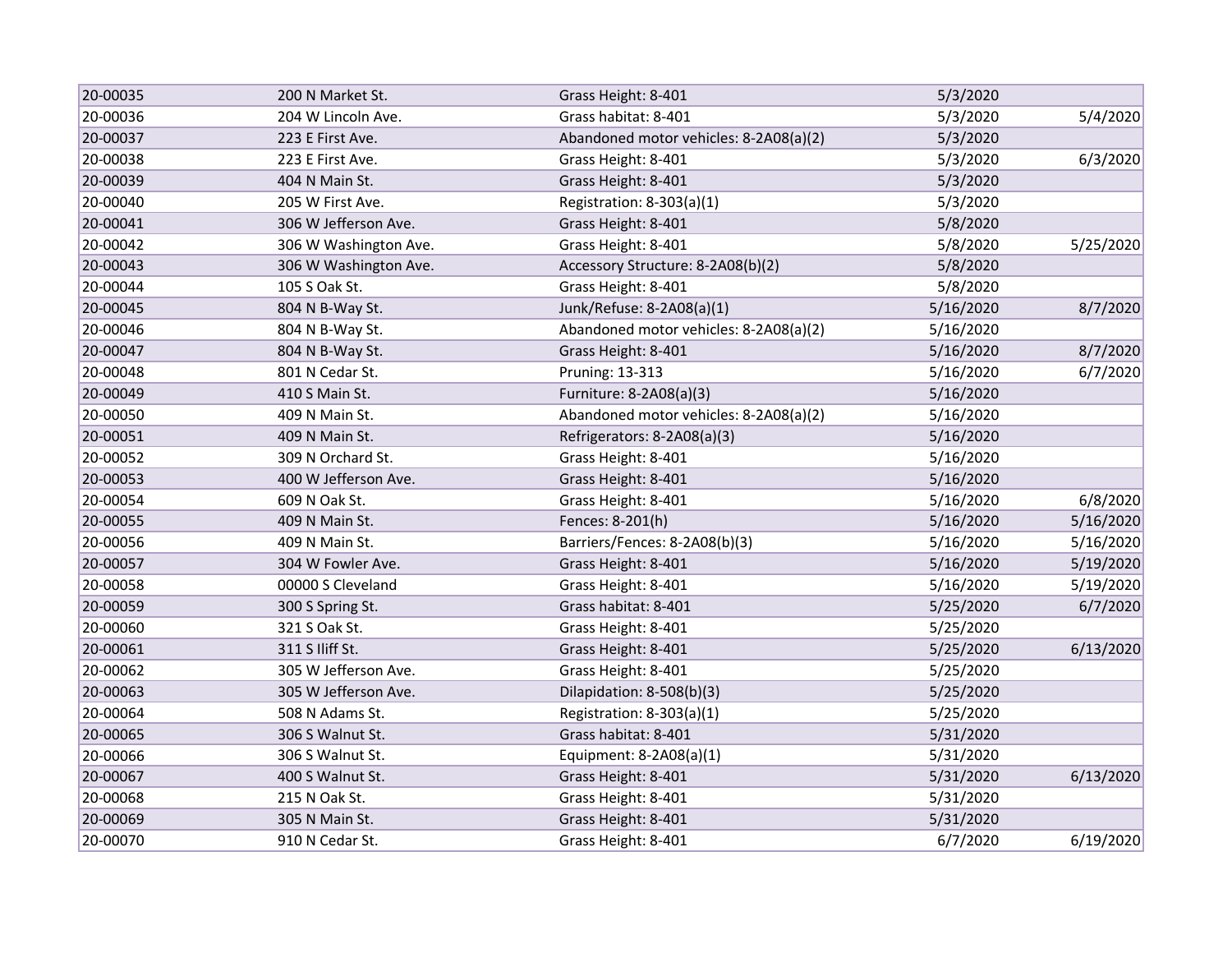| | | | | |
|---|---|---|---|---|
| 20-00035 | 200 N Market St. | Grass Height: 8-401 | 5/3/2020 | |
| 20-00036 | 204 W Lincoln Ave. | Grass habitat: 8-401 | 5/3/2020 | 5/4/2020 |
| 20-00037 | 223 E First Ave. | Abandoned motor vehicles: 8-2A08(a)(2) | 5/3/2020 | |
| 20-00038 | 223 E First Ave. | Grass Height: 8-401 | 5/3/2020 | 6/3/2020 |
| 20-00039 | 404 N Main St. | Grass Height: 8-401 | 5/3/2020 | |
| 20-00040 | 205 W First Ave. | Registration: 8-303(a)(1) | 5/3/2020 | |
| 20-00041 | 306 W Jefferson Ave. | Grass Height: 8-401 | 5/8/2020 | |
| 20-00042 | 306 W Washington Ave. | Grass Height: 8-401 | 5/8/2020 | 5/25/2020 |
| 20-00043 | 306 W Washington Ave. | Accessory Structure: 8-2A08(b)(2) | 5/8/2020 | |
| 20-00044 | 105 S Oak St. | Grass Height: 8-401 | 5/8/2020 | |
| 20-00045 | 804 N B-Way St. | Junk/Refuse: 8-2A08(a)(1) | 5/16/2020 | 8/7/2020 |
| 20-00046 | 804 N B-Way St. | Abandoned motor vehicles: 8-2A08(a)(2) | 5/16/2020 | |
| 20-00047 | 804 N B-Way St. | Grass Height: 8-401 | 5/16/2020 | 8/7/2020 |
| 20-00048 | 801 N Cedar St. | Pruning: 13-313 | 5/16/2020 | 6/7/2020 |
| 20-00049 | 410 S Main St. | Furniture: 8-2A08(a)(3) | 5/16/2020 | |
| 20-00050 | 409 N Main St. | Abandoned motor vehicles: 8-2A08(a)(2) | 5/16/2020 | |
| 20-00051 | 409 N Main St. | Refrigerators: 8-2A08(a)(3) | 5/16/2020 | |
| 20-00052 | 309 N Orchard St. | Grass Height: 8-401 | 5/16/2020 | |
| 20-00053 | 400 W Jefferson Ave. | Grass Height: 8-401 | 5/16/2020 | |
| 20-00054 | 609 N Oak St. | Grass Height: 8-401 | 5/16/2020 | 6/8/2020 |
| 20-00055 | 409 N Main St. | Fences: 8-201(h) | 5/16/2020 | 5/16/2020 |
| 20-00056 | 409 N Main St. | Barriers/Fences: 8-2A08(b)(3) | 5/16/2020 | 5/16/2020 |
| 20-00057 | 304 W Fowler Ave. | Grass Height: 8-401 | 5/16/2020 | 5/19/2020 |
| 20-00058 | 00000 S Cleveland | Grass Height: 8-401 | 5/16/2020 | 5/19/2020 |
| 20-00059 | 300 S Spring St. | Grass habitat: 8-401 | 5/25/2020 | 6/7/2020 |
| 20-00060 | 321 S Oak St. | Grass Height: 8-401 | 5/25/2020 | |
| 20-00061 | 311 S Iliff St. | Grass Height: 8-401 | 5/25/2020 | 6/13/2020 |
| 20-00062 | 305 W Jefferson Ave. | Grass Height: 8-401 | 5/25/2020 | |
| 20-00063 | 305 W Jefferson Ave. | Dilapidation: 8-508(b)(3) | 5/25/2020 | |
| 20-00064 | 508 N Adams St. | Registration: 8-303(a)(1) | 5/25/2020 | |
| 20-00065 | 306 S Walnut St. | Grass habitat: 8-401 | 5/31/2020 | |
| 20-00066 | 306 S Walnut St. | Equipment: 8-2A08(a)(1) | 5/31/2020 | |
| 20-00067 | 400 S Walnut St. | Grass Height: 8-401 | 5/31/2020 | 6/13/2020 |
| 20-00068 | 215 N Oak St. | Grass Height: 8-401 | 5/31/2020 | |
| 20-00069 | 305 N Main St. | Grass Height: 8-401 | 5/31/2020 | |
| 20-00070 | 910 N Cedar St. | Grass Height: 8-401 | 6/7/2020 | 6/19/2020 |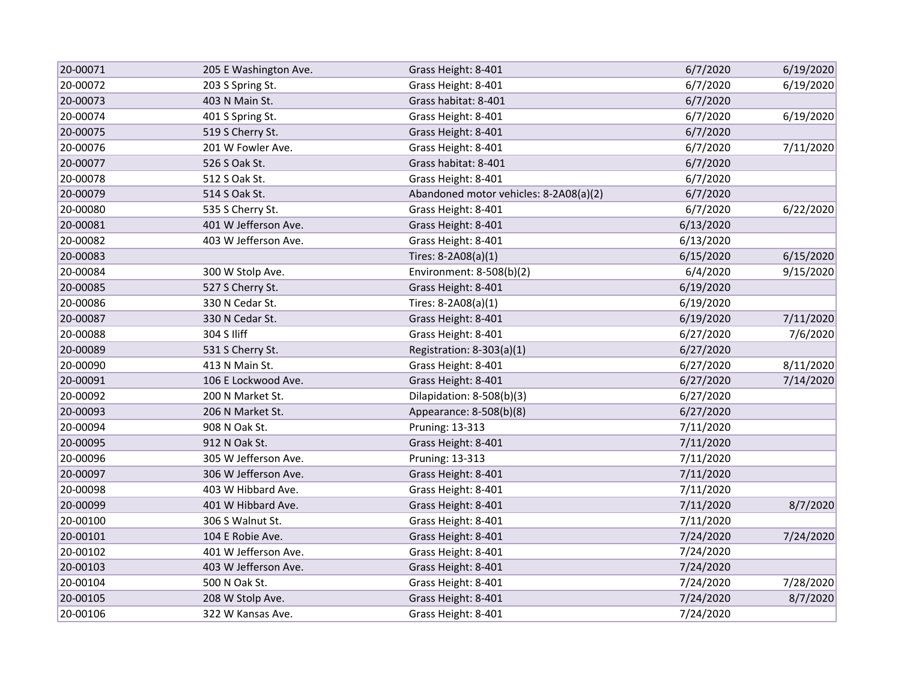| | | | | |
|---|---|---|---|---|
| 20-00071 | 205 E Washington Ave. | Grass Height: 8-401 | 6/7/2020 | 6/19/2020 |
| 20-00072 | 203 S Spring St. | Grass Height: 8-401 | 6/7/2020 | 6/19/2020 |
| 20-00073 | 403 N Main St. | Grass habitat: 8-401 | 6/7/2020 | |
| 20-00074 | 401 S Spring St. | Grass Height: 8-401 | 6/7/2020 | 6/19/2020 |
| 20-00075 | 519 S Cherry St. | Grass Height: 8-401 | 6/7/2020 | |
| 20-00076 | 201 W Fowler Ave. | Grass Height: 8-401 | 6/7/2020 | 7/11/2020 |
| 20-00077 | 526 S Oak St. | Grass habitat: 8-401 | 6/7/2020 | |
| 20-00078 | 512 S Oak St. | Grass Height: 8-401 | 6/7/2020 | |
| 20-00079 | 514 S Oak St. | Abandoned motor vehicles: 8-2A08(a)(2) | 6/7/2020 | |
| 20-00080 | 535 S Cherry St. | Grass Height: 8-401 | 6/7/2020 | 6/22/2020 |
| 20-00081 | 401 W Jefferson Ave. | Grass Height: 8-401 | 6/13/2020 | |
| 20-00082 | 403 W Jefferson Ave. | Grass Height: 8-401 | 6/13/2020 | |
| 20-00083 | | Tires: 8-2A08(a)(1) | 6/15/2020 | 6/15/2020 |
| 20-00084 | 300 W Stolp Ave. | Environment: 8-508(b)(2) | 6/4/2020 | 9/15/2020 |
| 20-00085 | 527 S Cherry St. | Grass Height: 8-401 | 6/19/2020 | |
| 20-00086 | 330 N Cedar St. | Tires: 8-2A08(a)(1) | 6/19/2020 | |
| 20-00087 | 330 N Cedar St. | Grass Height: 8-401 | 6/19/2020 | 7/11/2020 |
| 20-00088 | 304 S Iliff | Grass Height: 8-401 | 6/27/2020 | 7/6/2020 |
| 20-00089 | 531 S Cherry St. | Registration: 8-303(a)(1) | 6/27/2020 | |
| 20-00090 | 413 N Main St. | Grass Height: 8-401 | 6/27/2020 | 8/11/2020 |
| 20-00091 | 106 E Lockwood Ave. | Grass Height: 8-401 | 6/27/2020 | 7/14/2020 |
| 20-00092 | 200 N Market St. | Dilapidation: 8-508(b)(3) | 6/27/2020 | |
| 20-00093 | 206 N Market St. | Appearance: 8-508(b)(8) | 6/27/2020 | |
| 20-00094 | 908 N Oak St. | Pruning: 13-313 | 7/11/2020 | |
| 20-00095 | 912 N Oak St. | Grass Height: 8-401 | 7/11/2020 | |
| 20-00096 | 305 W Jefferson Ave. | Pruning: 13-313 | 7/11/2020 | |
| 20-00097 | 306 W Jefferson Ave. | Grass Height: 8-401 | 7/11/2020 | |
| 20-00098 | 403 W Hibbard Ave. | Grass Height: 8-401 | 7/11/2020 | |
| 20-00099 | 401 W Hibbard Ave. | Grass Height: 8-401 | 7/11/2020 | 8/7/2020 |
| 20-00100 | 306 S Walnut St. | Grass Height: 8-401 | 7/11/2020 | |
| 20-00101 | 104 E Robie Ave. | Grass Height: 8-401 | 7/24/2020 | 7/24/2020 |
| 20-00102 | 401 W Jefferson Ave. | Grass Height: 8-401 | 7/24/2020 | |
| 20-00103 | 403 W Jefferson Ave. | Grass Height: 8-401 | 7/24/2020 | |
| 20-00104 | 500 N Oak St. | Grass Height: 8-401 | 7/24/2020 | 7/28/2020 |
| 20-00105 | 208 W Stolp Ave. | Grass Height: 8-401 | 7/24/2020 | 8/7/2020 |
| 20-00106 | 322 W Kansas Ave. | Grass Height: 8-401 | 7/24/2020 | |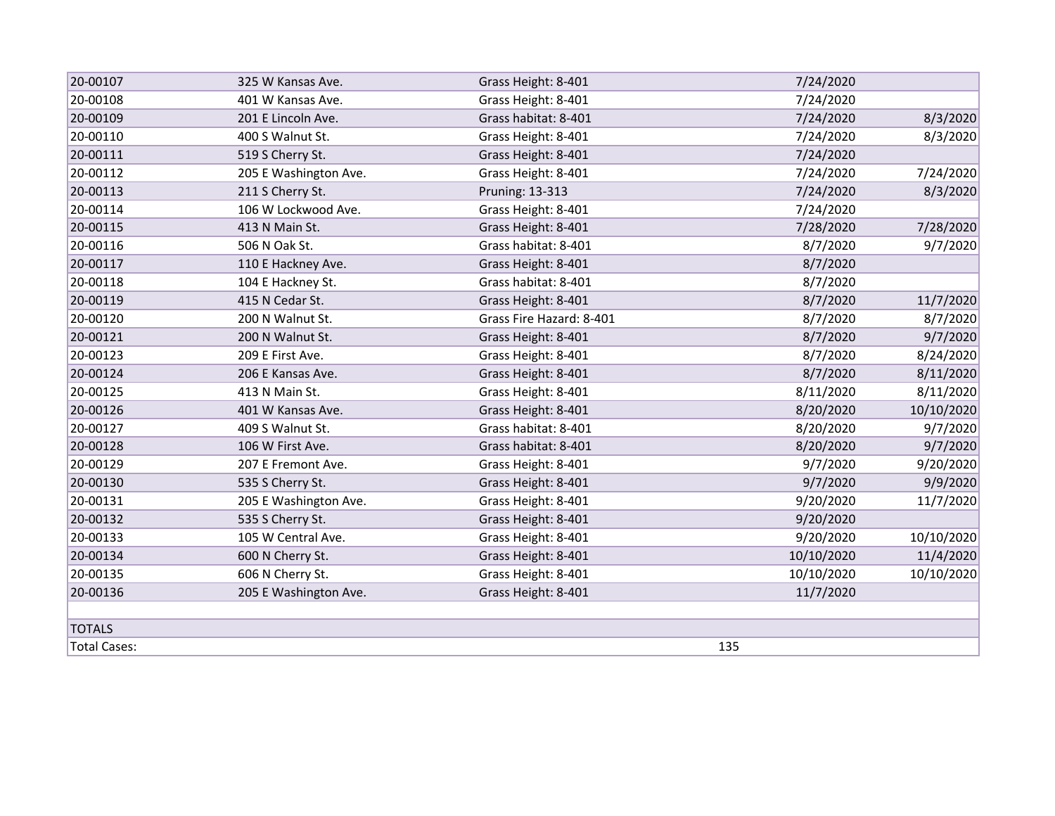| | | | | |
|---|---|---|---|---|
| 20-00107 | 325 W Kansas Ave. | Grass Height: 8-401 | 7/24/2020 | |
| 20-00108 | 401 W Kansas Ave. | Grass Height: 8-401 | 7/24/2020 | |
| 20-00109 | 201 E Lincoln Ave. | Grass habitat: 8-401 | 7/24/2020 | 8/3/2020 |
| 20-00110 | 400 S Walnut St. | Grass Height: 8-401 | 7/24/2020 | 8/3/2020 |
| 20-00111 | 519 S Cherry St. | Grass Height: 8-401 | 7/24/2020 | |
| 20-00112 | 205 E Washington Ave. | Grass Height: 8-401 | 7/24/2020 | 7/24/2020 |
| 20-00113 | 211 S Cherry St. | Pruning: 13-313 | 7/24/2020 | 8/3/2020 |
| 20-00114 | 106 W Lockwood Ave. | Grass Height: 8-401 | 7/24/2020 | |
| 20-00115 | 413 N Main St. | Grass Height: 8-401 | 7/28/2020 | 7/28/2020 |
| 20-00116 | 506 N Oak St. | Grass habitat: 8-401 | 8/7/2020 | 9/7/2020 |
| 20-00117 | 110 E Hackney Ave. | Grass Height: 8-401 | 8/7/2020 | |
| 20-00118 | 104 E Hackney St. | Grass habitat: 8-401 | 8/7/2020 | |
| 20-00119 | 415 N Cedar St. | Grass Height: 8-401 | 8/7/2020 | 11/7/2020 |
| 20-00120 | 200 N Walnut St. | Grass Fire Hazard: 8-401 | 8/7/2020 | 8/7/2020 |
| 20-00121 | 200 N Walnut St. | Grass Height: 8-401 | 8/7/2020 | 9/7/2020 |
| 20-00123 | 209 E First Ave. | Grass Height: 8-401 | 8/7/2020 | 8/24/2020 |
| 20-00124 | 206 E Kansas Ave. | Grass Height: 8-401 | 8/7/2020 | 8/11/2020 |
| 20-00125 | 413 N Main St. | Grass Height: 8-401 | 8/11/2020 | 8/11/2020 |
| 20-00126 | 401 W Kansas Ave. | Grass Height: 8-401 | 8/20/2020 | 10/10/2020 |
| 20-00127 | 409 S Walnut St. | Grass habitat: 8-401 | 8/20/2020 | 9/7/2020 |
| 20-00128 | 106 W First Ave. | Grass habitat: 8-401 | 8/20/2020 | 9/7/2020 |
| 20-00129 | 207 E Fremont Ave. | Grass Height: 8-401 | 9/7/2020 | 9/20/2020 |
| 20-00130 | 535 S Cherry St. | Grass Height: 8-401 | 9/7/2020 | 9/9/2020 |
| 20-00131 | 205 E Washington Ave. | Grass Height: 8-401 | 9/20/2020 | 11/7/2020 |
| 20-00132 | 535 S Cherry St. | Grass Height: 8-401 | 9/20/2020 | |
| 20-00133 | 105 W Central Ave. | Grass Height: 8-401 | 9/20/2020 | 10/10/2020 |
| 20-00134 | 600 N Cherry St. | Grass Height: 8-401 | 10/10/2020 | 11/4/2020 |
| 20-00135 | 606 N Cherry St. | Grass Height: 8-401 | 10/10/2020 | 10/10/2020 |
| 20-00136 | 205 E Washington Ave. | Grass Height: 8-401 | 11/7/2020 | |
| | | | | |
| TOTALS | | | | |
| Total Cases: | | | 135 | |